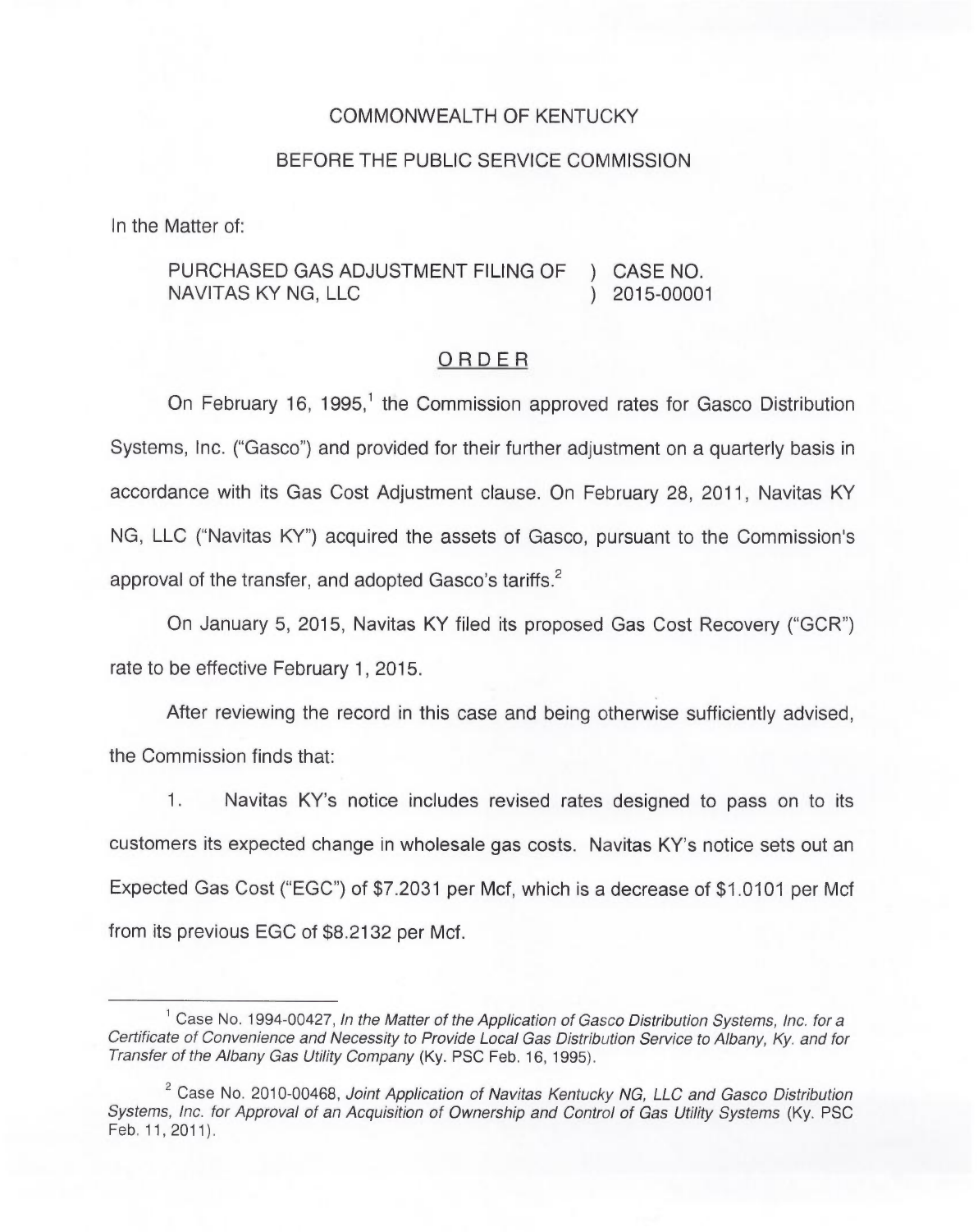COMMONWEALTH OF KENTUCKY

BEFORE THE PUBLIC SERVICE COMMISSION

In the Matter of:

PURCHASED GAS ADJUSTMENT FILING OF NAVITAS KY NG, LLC ) CASE NO. 2015-00001

# ORDER

On February 16, 1995,[1] the Commission approved rates for Gasco Distribution Systems, Inc. ("Gasco") and provided for their further adjustment on a quarterly basis in accordance with its Gas Cost Adjustment clause. On February 28, 2011, Navitas KY NG, LLC ("Navitas KY") acquired the assets of Gasco, pursuant to the Commission's approval of the transfer, and adopted Gasco's tariffs.[2]

On January 5, 2015, Navitas KY filed its proposed Gas Cost Recovery ("GCR") rate to be effective February 1, 2015.

After reviewing the record in this case and being otherwise sufficiently advised, the Commission finds that:

1. Navitas KY's notice includes revised rates designed to pass on to its customers its expected change in wholesale gas costs. Navitas KY's notice sets out an Expected Gas Cost ("EGC") of $7.2031 per Mcf, which is a decrease of $1.0101 per Mcf from its previous EGC of $8.2132 per Mcf.

---

[1] Case No. 1994-00427, *In the Matter of the Application of Gasco Distribution Systems, Inc. for a Certificate of Convenience and Necessity to Provide Local Gas Distribution Service to Albany, Ky. and for Transfer of the Albany Gas Utility Company* (Ky. PSC Feb. 16, 1995).

[2] Case No. 2010-00468, *Joint Application of Navitas Kentucky NG, LLC and Gasco Distribution Systems, Inc. for Approval of an Acquisition of Ownership and Control of Gas Utility Systems* (Ky. PSC Feb. 11, 2011).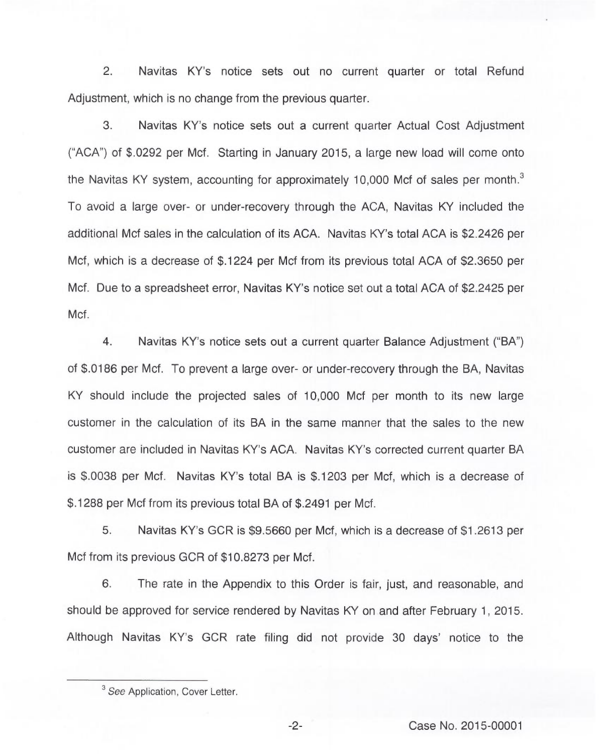2. Navitas KY's notice sets out no current quarter or total Refund Adjustment, which is no change from the previous quarter.

3. Navitas KY's notice sets out a current quarter Actual Cost Adjustment ("ACA") of $.0292 per Mcf. Starting in January 2015, a large new load will come onto the Navitas KY system, accounting for approximately 10,000 Mcf of sales per month.[3] To avoid a large over- or under-recovery through the ACA, Navitas KY included the additional Mcf sales in the calculation of its ACA. Navitas KY's total ACA is $2.2426 per Mcf, which is a decrease of $.1224 per Mcf from its previous total ACA of $2.3650 per Mcf. Due to a spreadsheet error, Navitas KY's notice set out a total ACA of $2.2425 per Mcf.

4. Navitas KY's notice sets out a current quarter Balance Adjustment ("BA") of $.0186 per Mcf. To prevent a large over- or under-recovery through the BA, Navitas KY should include the projected sales of 10,000 Mcf per month to its new large customer in the calculation of its BA in the same manner that the sales to the new customer are included in Navitas KY's ACA. Navitas KY's corrected current quarter BA is $.0038 per Mcf. Navitas KY's total BA is $.1203 per Mcf, which is a decrease of $.1288 per Mcf from its previous total BA of $.2491 per Mcf.

5. Navitas KY's GCR is $9.5660 per Mcf, which is a decrease of $1.2613 per Mcf from its previous GCR of $10.8273 per Mcf.

6. The rate in the Appendix to this Order is fair, just, and reasonable, and should be approved for service rendered by Navitas KY on and after February 1, 2015. Although Navitas KY's GCR rate filing did not provide 30 days' notice to the

---

[3] *See* Application, Cover Letter.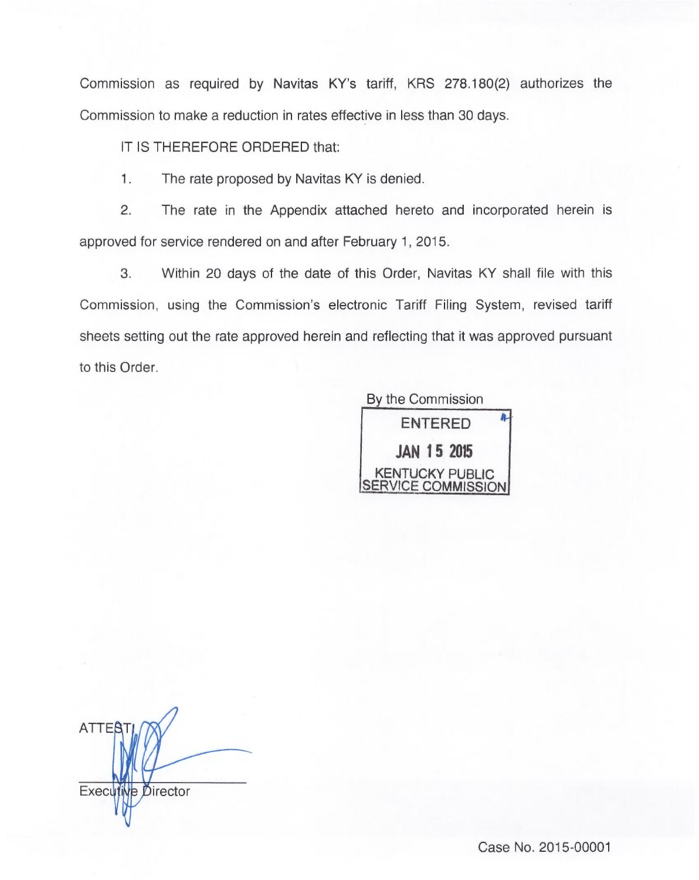Commission as required by Navitas KY's tariff, KRS 278.180(2) authorizes the Commission to make a reduction in rates effective in less than 30 days.

IT IS THEREFORE ORDERED that:

1. The rate proposed by Navitas KY is denied.

2. The rate in the Appendix attached hereto and incorporated herein is approved for service rendered on and after February 1, 2015.

3. Within 20 days of the date of this Order, Navitas KY shall file with this Commission, using the Commission's electronic Tariff Filing System, revised tariff sheets setting out the rate approved herein and reflecting that it was approved pursuant to this Order.

By the Commission

ENTERED

JAN 15 2015

KENTUCKY PUBLIC SERVICE COMMISSION

ATTEST:

Executive Director

Case No. 2015-00001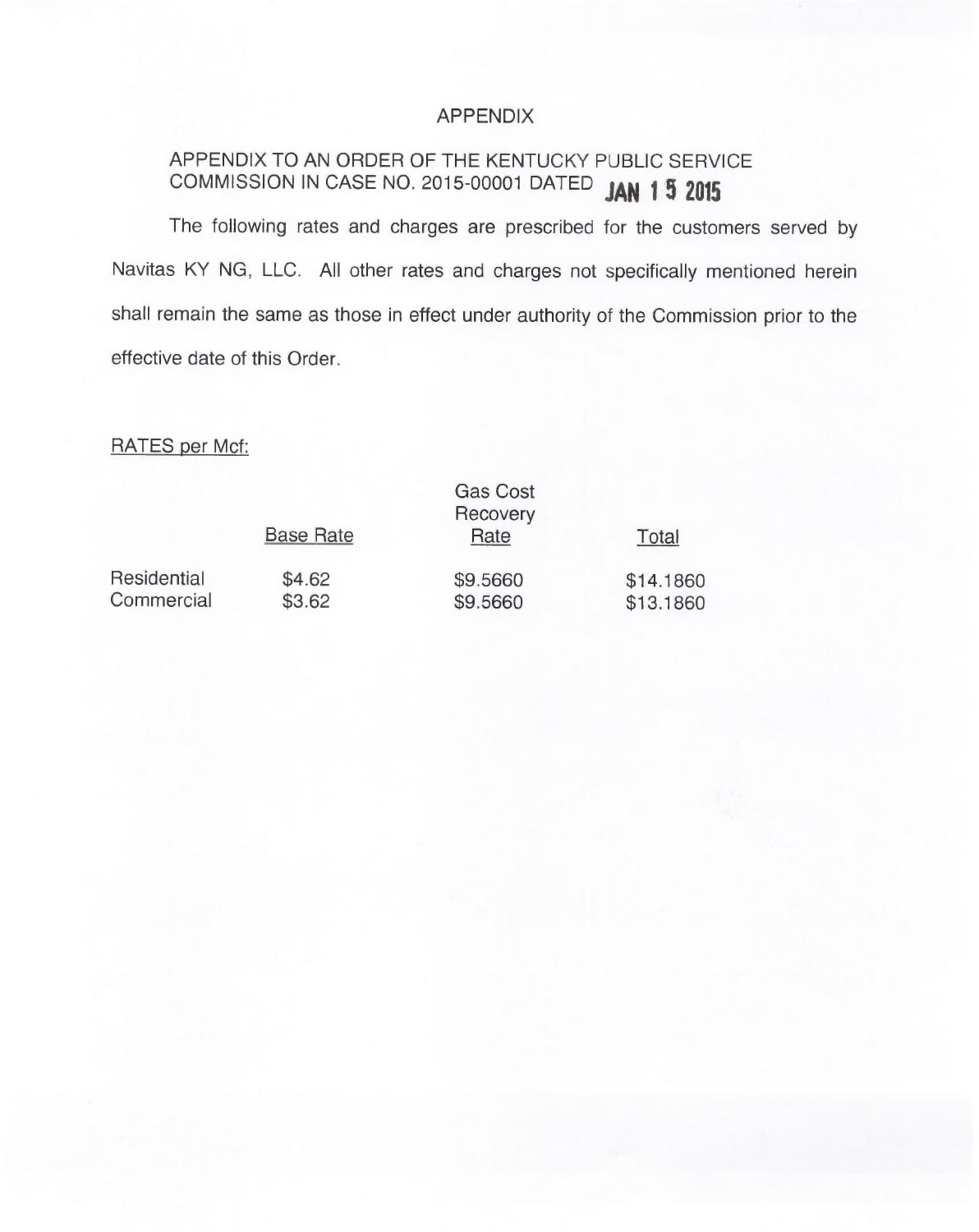# APPENDIX

APPENDIX TO AN ORDER OF THE KENTUCKY PUBLIC SERVICE COMMISSION IN CASE NO. 2015-00001 DATED **JAN 15 2015**

The following rates and charges are prescribed for the customers served by Navitas KY NG, LLC. All other rates and charges not specifically mentioned herein shall remain the same as those in effect under authority of the Commission prior to the effective date of this Order.

RATES per Mcf:

| | Base Rate | Gas Cost Recovery Rate | Total |
|---|---|---|---|
| Residential | $4.62 | $9.5660 | $14.1860 |
| Commercial | $3.62 | $9.5660 | $13.1860 |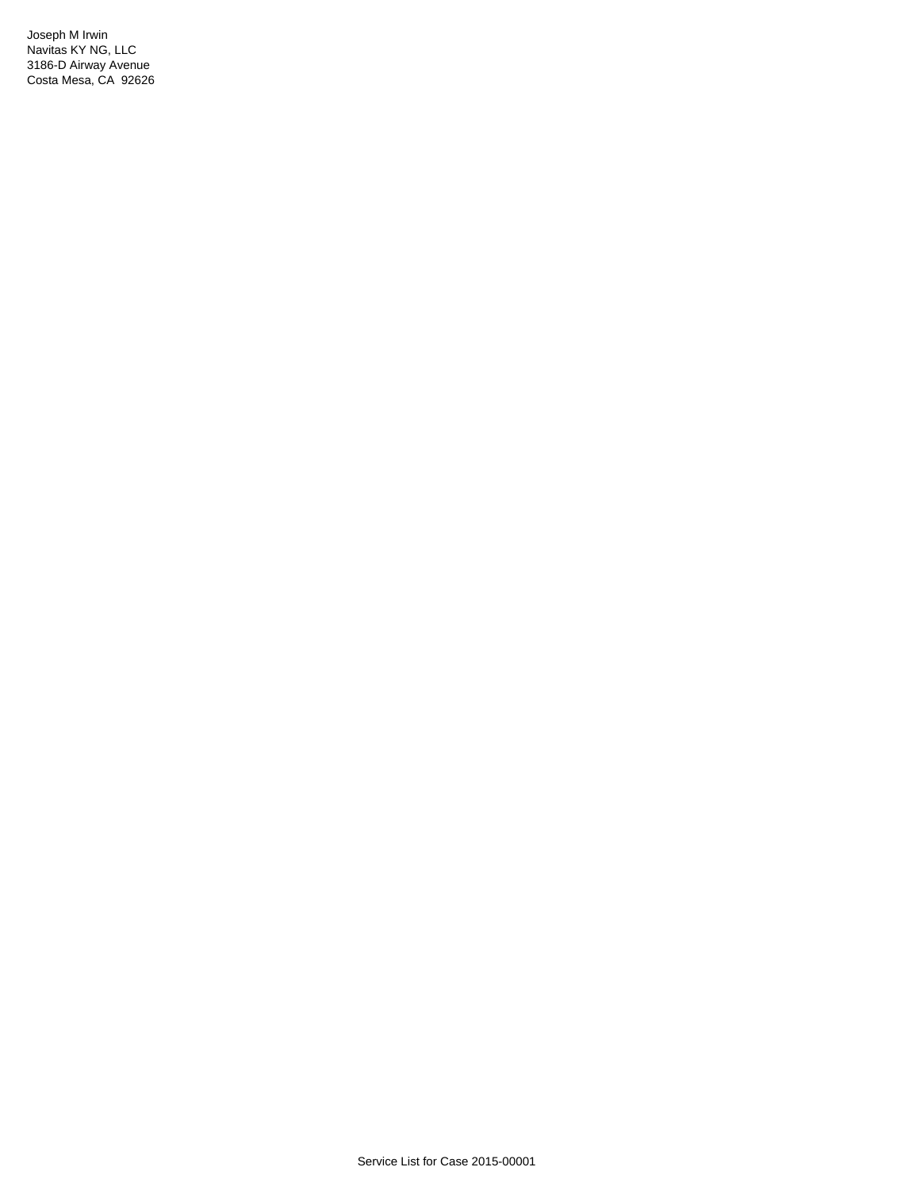Joseph M Irwin
Navitas KY NG, LLC
3186-D Airway Avenue
Costa Mesa, CA  92626